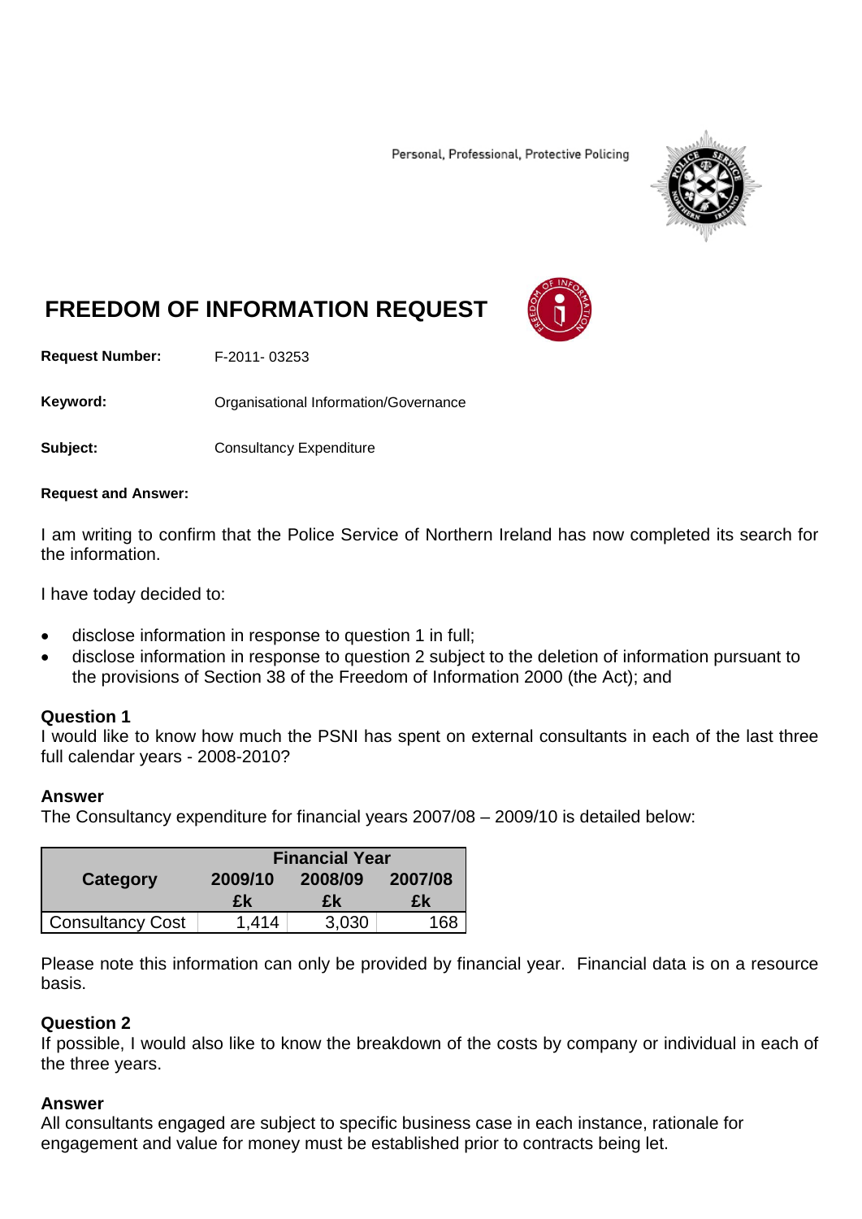Personal, Professional, Protective Policing

# FREEDOM OF INFORMATION REQUEST

**Request Number:** F-2011- 03253

**Keyword:** Organisational Information/Governance

**Subject:** Consultancy Expenditure

**Request and Answer:**

I am writing to confirm that the Police Service of Northern Ireland has now completed its search for the information.

I have today decided to:

- disclose information in response to question 1 in full;
- disclose information in response to question 2 subject to the deletion of information pursuant to the provisions of Section 38 of the Freedom of Information 2000 (the Act); and

**Question 1**
I would like to know how much the PSNI has spent on external consultants in each of the last three full calendar years - 2008-2010?

**Answer**
The Consultancy expenditure for financial years 2007/08 – 2009/10 is detailed below:

| Category | Financial Year | | |
|---|---|---|---|
| | 2009/10 £k | 2008/09 £k | 2007/08 £k |
| Consultancy Cost | 1,414 | 3,030 | 168 |

Please note this information can only be provided by financial year. Financial data is on a resource basis.

**Question 2**
If possible, I would also like to know the breakdown of the costs by company or individual in each of the three years.

**Answer**
All consultants engaged are subject to specific business case in each instance, rationale for engagement and value for money must be established prior to contracts being let.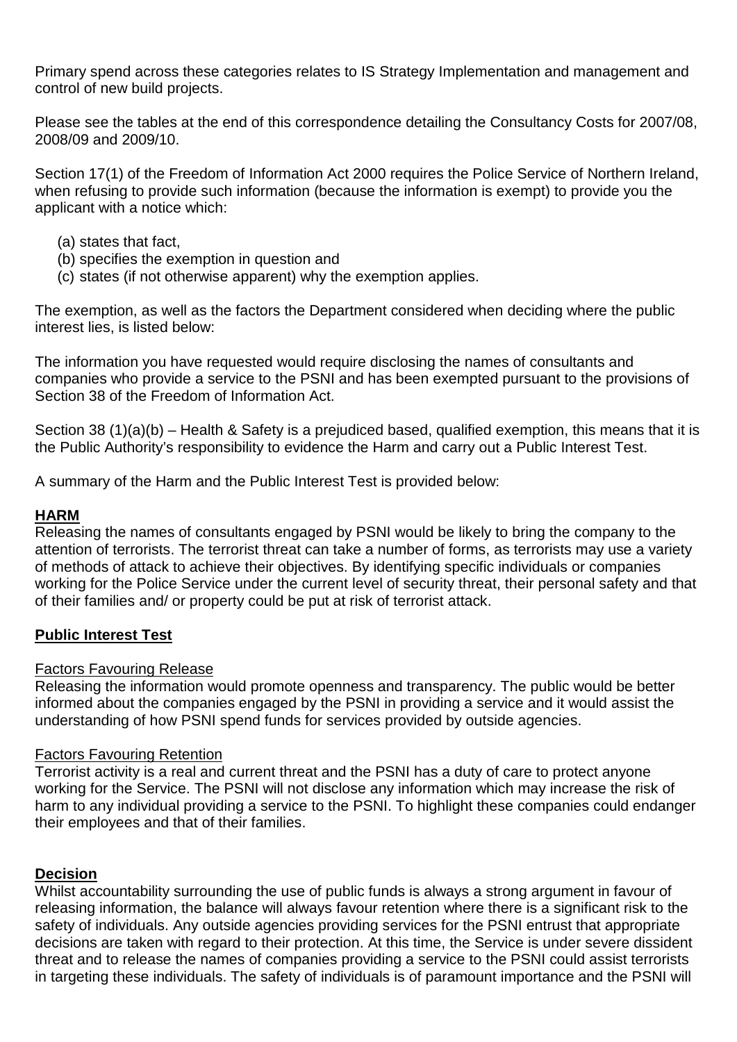Primary spend across these categories relates to IS Strategy Implementation and management and control of new build projects.

Please see the tables at the end of this correspondence detailing the Consultancy Costs for 2007/08, 2008/09 and 2009/10.

Section 17(1) of the Freedom of Information Act 2000 requires the Police Service of Northern Ireland, when refusing to provide such information (because the information is exempt) to provide you the applicant with a notice which:

(a) states that fact,
(b) specifies the exemption in question and
(c) states (if not otherwise apparent) why the exemption applies.

The exemption, as well as the factors the Department considered when deciding where the public interest lies, is listed below:

The information you have requested would require disclosing the names of consultants and companies who provide a service to the PSNI and has been exempted pursuant to the provisions of Section 38 of the Freedom of Information Act.

Section 38 (1)(a)(b) – Health & Safety is a prejudiced based, qualified exemption, this means that it is the Public Authority's responsibility to evidence the Harm and carry out a Public Interest Test.

A summary of the Harm and the Public Interest Test is provided below:

**HARM**

Releasing the names of consultants engaged by PSNI would be likely to bring the company to the attention of terrorists. The terrorist threat can take a number of forms, as terrorists may use a variety of methods of attack to achieve their objectives. By identifying specific individuals or companies working for the Police Service under the current level of security threat, their personal safety and that of their families and/ or property could be put at risk of terrorist attack.

**Public Interest Test**

Factors Favouring Release

Releasing the information would promote openness and transparency. The public would be better informed about the companies engaged by the PSNI in providing a service and it would assist the understanding of how PSNI spend funds for services provided by outside agencies.

Factors Favouring Retention

Terrorist activity is a real and current threat and the PSNI has a duty of care to protect anyone working for the Service. The PSNI will not disclose any information which may increase the risk of harm to any individual providing a service to the PSNI. To highlight these companies could endanger their employees and that of their families.

**Decision**

Whilst accountability surrounding the use of public funds is always a strong argument in favour of releasing information, the balance will always favour retention where there is a significant risk to the safety of individuals. Any outside agencies providing services for the PSNI entrust that appropriate decisions are taken with regard to their protection. At this time, the Service is under severe dissident threat and to release the names of companies providing a service to the PSNI could assist terrorists in targeting these individuals. The safety of individuals is of paramount importance and the PSNI will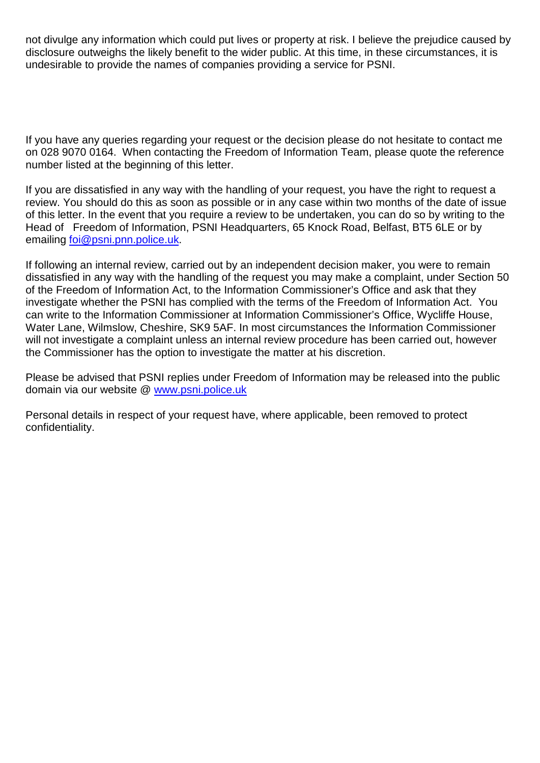not divulge any information which could put lives or property at risk. I believe the prejudice caused by disclosure outweighs the likely benefit to the wider public. At this time, in these circumstances, it is undesirable to provide the names of companies providing a service for PSNI.

If you have any queries regarding your request or the decision please do not hesitate to contact me on 028 9070 0164. When contacting the Freedom of Information Team, please quote the reference number listed at the beginning of this letter.

If you are dissatisfied in any way with the handling of your request, you have the right to request a review. You should do this as soon as possible or in any case within two months of the date of issue of this letter. In the event that you require a review to be undertaken, you can do so by writing to the Head of Freedom of Information, PSNI Headquarters, 65 Knock Road, Belfast, BT5 6LE or by emailing [foi@psni.pnn.police.uk](mailto:foi@psni.pnn.police.uk).

If following an internal review, carried out by an independent decision maker, you were to remain dissatisfied in any way with the handling of the request you may make a complaint, under Section 50 of the Freedom of Information Act, to the Information Commissioner's Office and ask that they investigate whether the PSNI has complied with the terms of the Freedom of Information Act. You can write to the Information Commissioner at Information Commissioner's Office, Wycliffe House, Water Lane, Wilmslow, Cheshire, SK9 5AF. In most circumstances the Information Commissioner will not investigate a complaint unless an internal review procedure has been carried out, however the Commissioner has the option to investigate the matter at his discretion.

Please be advised that PSNI replies under Freedom of Information may be released into the public domain via our website @ [www.psni.police.uk](http://www.psni.police.uk)

Personal details in respect of your request have, where applicable, been removed to protect confidentiality.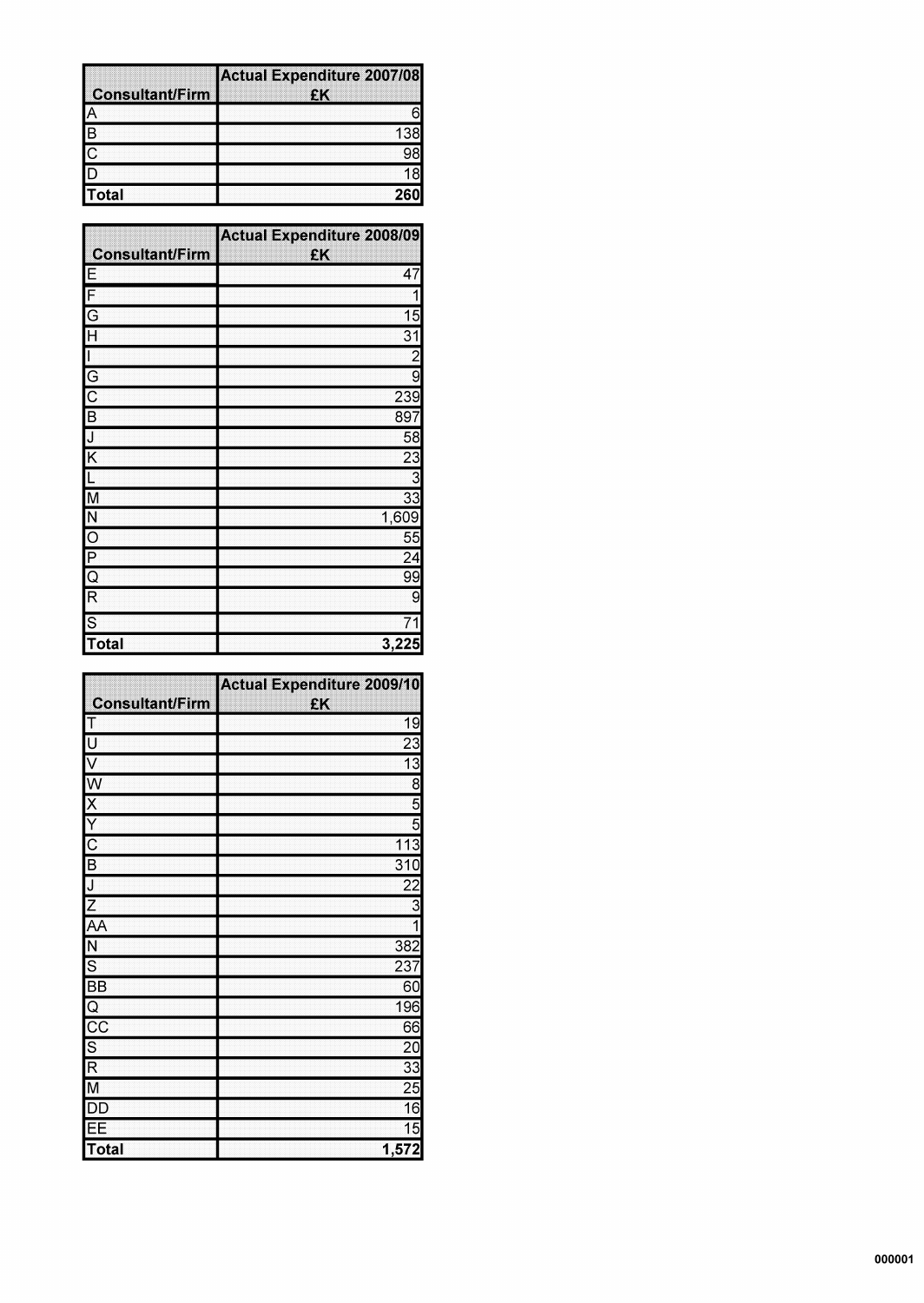| Consultant/Firm | Actual Expenditure 2007/08 £K |
|---|---|
| A | 6 |
| B | 138 |
| C | 98 |
| D | 18 |
| **Total** | **260** |

| Consultant/Firm | Actual Expenditure 2008/09 £K |
|---|---|
| E | 47 |
| F | 1 |
| G | 15 |
| H | 31 |
| I | 2 |
| G | 9 |
| C | 239 |
| B | 897 |
| J | 58 |
| K | 23 |
| L | 3 |
| M | 33 |
| N | 1,609 |
| O | 55 |
| P | 24 |
| Q | 99 |
| R | 9 |
| S | 71 |
| **Total** | **3,225** |

| Consultant/Firm | Actual Expenditure 2009/10 £K |
|---|---|
| T | 19 |
| U | 23 |
| V | 13 |
| W | 8 |
| X | 5 |
| Y | 5 |
| C | 113 |
| B | 310 |
| J | 22 |
| Z | 3 |
| AA | 1 |
| N | 382 |
| S | 237 |
| BB | 60 |
| Q | 196 |
| CC | 66 |
| S | 20 |
| R | 33 |
| M | 25 |
| DD | 16 |
| EE | 15 |
| **Total** | **1,572** |

000001